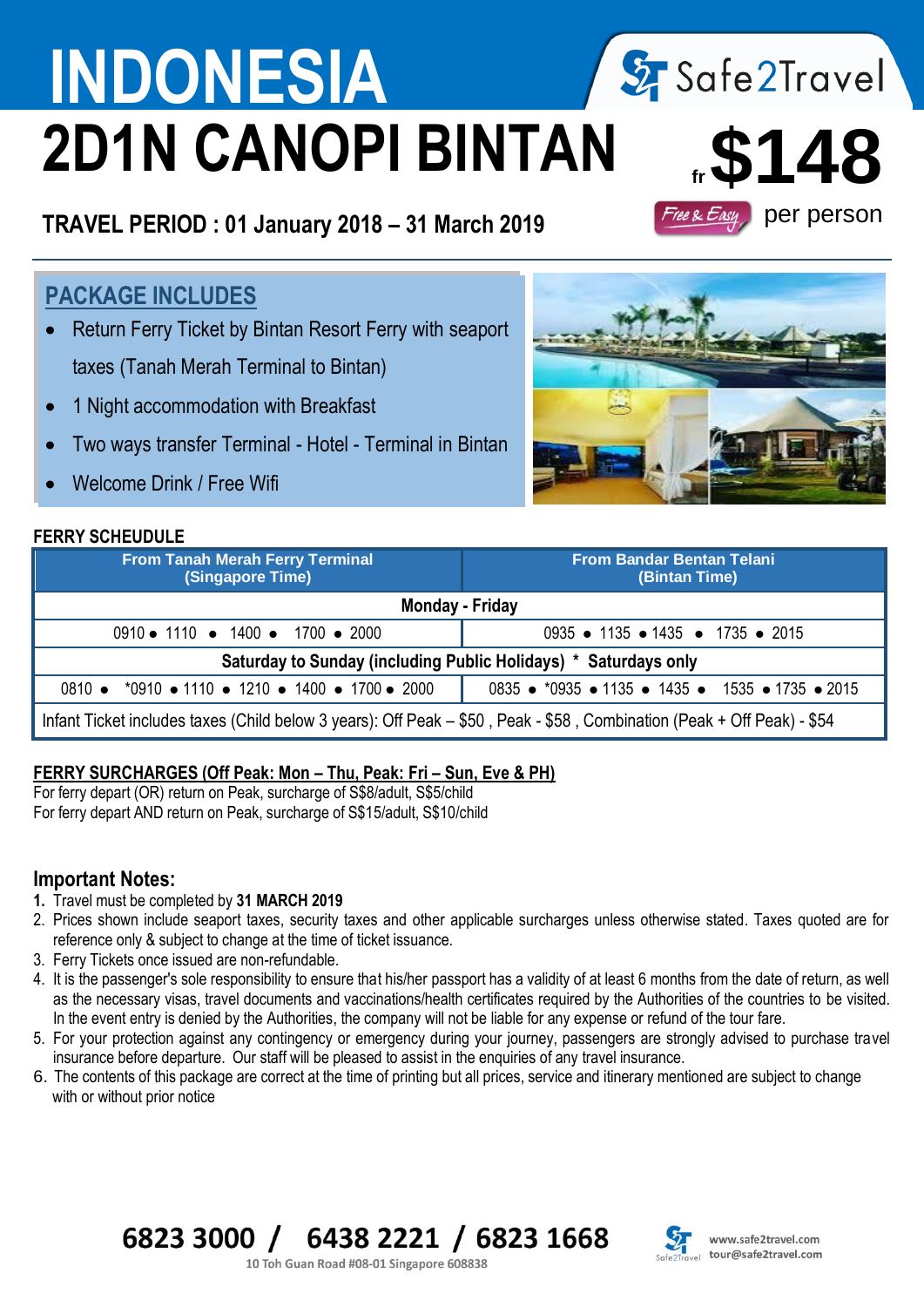# INDONESIA

Safe2Travel

# 2D1N CANOPI BINTAN

fr **$148** per person

Free & Easy

## TRAVEL PERIOD : 01 January 2018 – 31 March 2019

## PACKAGE INCLUDES

- Return Ferry Ticket by Bintan Resort Ferry with seaport taxes (Tanah Merah Terminal to Bintan)
- 1 Night accommodation with Breakfast
- Two ways transfer Terminal - Hotel - Terminal in Bintan
- Welcome Drink / Free Wifi

**FERRY SCHEUDULE**

| From Tanah Merah Ferry Terminal (Singapore Time) | From Bandar Bentan Telani (Bintan Time) |
|---|---|
| **Monday - Friday** | |
| 0910 • 1110 • 1400 • 1700 • 2000 | 0935 • 1135 • 1435 • 1735 • 2015 |
| **Saturday to Sunday (including Public Holidays) * Saturdays only** | |
| 0810 • *0910 • 1110 • 1210 • 1400 • 1700 • 2000 | 0835 • *0935 • 1135 • 1435 • 1535 • 1735 • 2015 |
| Infant Ticket includes taxes (Child below 3 years): Off Peak – $50 , Peak - $58 , Combination (Peak + Off Peak) - $54 | |

**FERRY SURCHARGES (Off Peak: Mon – Thu, Peak: Fri – Sun, Eve & PH)**

For ferry depart (OR) return on Peak, surcharge of S$8/adult, S$5/child
For ferry depart AND return on Peak, surcharge of S$15/adult, S$10/child

## Important Notes:

1. Travel must be completed by **31 MARCH 2019**
2. Prices shown include seaport taxes, security taxes and other applicable surcharges unless otherwise stated. Taxes quoted are for reference only & subject to change at the time of ticket issuance.
3. Ferry Tickets once issued are non-refundable.
4. It is the passenger's sole responsibility to ensure that his/her passport has a validity of at least 6 months from the date of return, as well as the necessary visas, travel documents and vaccinations/health certificates required by the Authorities of the countries to be visited. In the event entry is denied by the Authorities, the company will not be liable for any expense or refund of the tour fare.
5. For your protection against any contingency or emergency during your journey, passengers are strongly advised to purchase travel insurance before departure. Our staff will be pleased to assist in the enquiries of any travel insurance.
6. The contents of this package are correct at the time of printing but all prices, service and itinerary mentioned are subject to change with or without prior notice

**6823 3000 / 6438 2221 / 6823 1668**

10 Toh Guan Road #08-01 Singapore 608838

www.safe2travel.com
tour@safe2travel.com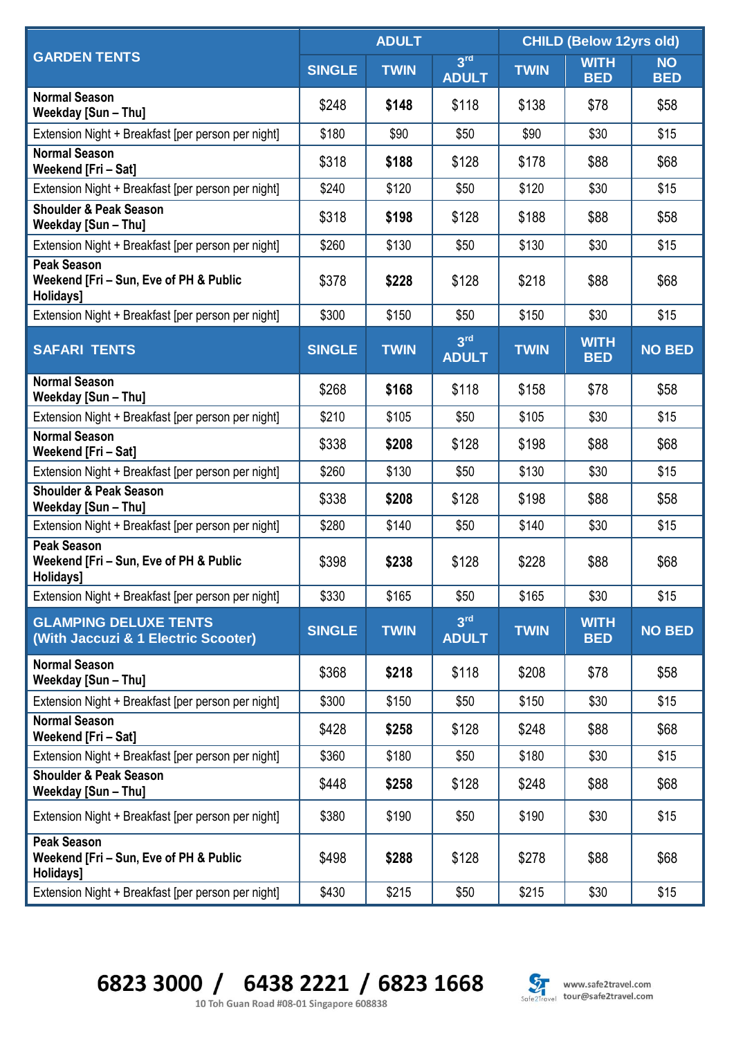| GARDEN TENTS | ADULT | | | CHILD (Below 12yrs old) | | |
|---|---|---|---|---|---|---|
| | SINGLE | TWIN | 3rd ADULT | TWIN | WITH BED | NO BED |
| **Normal Season Weekday [Sun – Thu]** | $248 | **$148** | $118 | $138 | $78 | $58 |
| Extension Night + Breakfast [per person per night] | $180 | $90 | $50 | $90 | $30 | $15 |
| **Normal Season Weekend [Fri – Sat]** | $318 | **$188** | $128 | $178 | $88 | $68 |
| Extension Night + Breakfast [per person per night] | $240 | $120 | $50 | $120 | $30 | $15 |
| **Shoulder & Peak Season Weekday [Sun – Thu]** | $318 | **$198** | $128 | $188 | $88 | $58 |
| Extension Night + Breakfast [per person per night] | $260 | $130 | $50 | $130 | $30 | $15 |
| **Peak Season Weekend [Fri – Sun, Eve of PH & Public Holidays]** | $378 | **$228** | $128 | $218 | $88 | $68 |
| Extension Night + Breakfast [per person per night] | $300 | $150 | $50 | $150 | $30 | $15 |
| **SAFARI TENTS** | **SINGLE** | **TWIN** | **3rd ADULT** | **TWIN** | **WITH BED** | **NO BED** |
| **Normal Season Weekday [Sun – Thu]** | $268 | **$168** | $118 | $158 | $78 | $58 |
| Extension Night + Breakfast [per person per night] | $210 | $105 | $50 | $105 | $30 | $15 |
| **Normal Season Weekend [Fri – Sat]** | $338 | **$208** | $128 | $198 | $88 | $68 |
| Extension Night + Breakfast [per person per night] | $260 | $130 | $50 | $130 | $30 | $15 |
| **Shoulder & Peak Season Weekday [Sun – Thu]** | $338 | **$208** | $128 | $198 | $88 | $58 |
| Extension Night + Breakfast [per person per night] | $280 | $140 | $50 | $140 | $30 | $15 |
| **Peak Season Weekend [Fri – Sun, Eve of PH & Public Holidays]** | $398 | **$238** | $128 | $228 | $88 | $68 |
| Extension Night + Breakfast [per person per night] | $330 | $165 | $50 | $165 | $30 | $15 |
| **GLAMPING DELUXE TENTS (With Jaccuzi & 1 Electric Scooter)** | **SINGLE** | **TWIN** | **3rd ADULT** | **TWIN** | **WITH BED** | **NO BED** |
| **Normal Season Weekday [Sun – Thu]** | $368 | **$218** | $118 | $208 | $78 | $58 |
| Extension Night + Breakfast [per person per night] | $300 | $150 | $50 | $150 | $30 | $15 |
| **Normal Season Weekend [Fri – Sat]** | $428 | **$258** | $128 | $248 | $88 | $68 |
| Extension Night + Breakfast [per person per night] | $360 | $180 | $50 | $180 | $30 | $15 |
| **Shoulder & Peak Season Weekday [Sun – Thu]** | $448 | **$258** | $128 | $248 | $88 | $68 |
| Extension Night + Breakfast [per person per night] | $380 | $190 | $50 | $190 | $30 | $15 |
| **Peak Season Weekend [Fri – Sun, Eve of PH & Public Holidays]** | $498 | **$288** | $128 | $278 | $88 | $68 |
| Extension Night + Breakfast [per person per night] | $430 | $215 | $50 | $215 | $30 | $15 |

**6823 3000 / 6438 2221 / 6823 1668**

10 Toh Guan Road #08-01 Singapore 608838

Safe2Travel

www.safe2travel.com
tour@safe2travel.com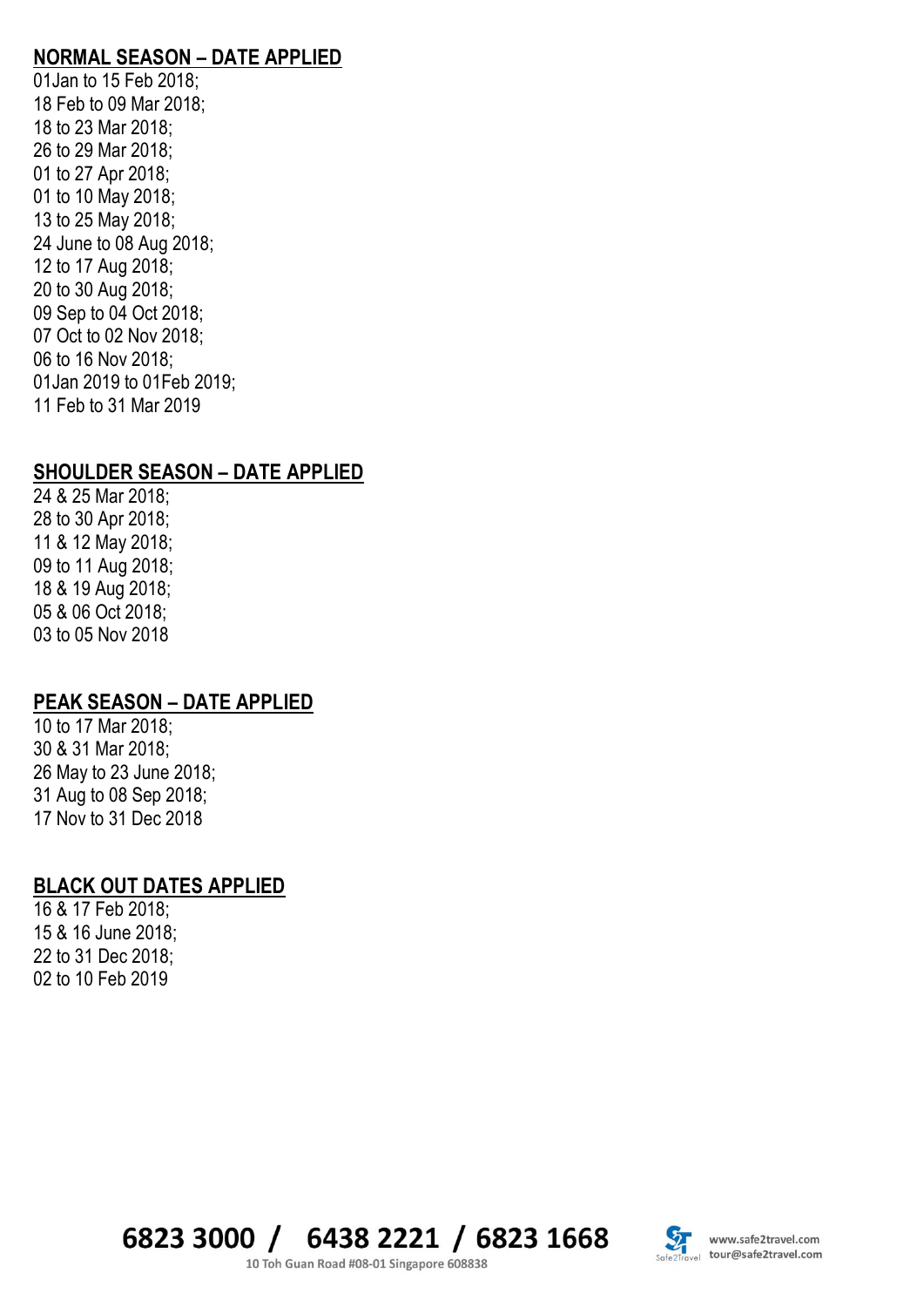**NORMAL SEASON – DATE APPLIED**

01Jan to 15 Feb 2018;
18 Feb to 09 Mar 2018;
18 to 23 Mar 2018;
26 to 29 Mar 2018;
01 to 27 Apr 2018;
01 to 10 May 2018;
13 to 25 May 2018;
24 June to 08 Aug 2018;
12 to 17 Aug 2018;
20 to 30 Aug 2018;
09 Sep to 04 Oct 2018;
07 Oct to 02 Nov 2018;
06 to 16 Nov 2018;
01Jan 2019 to 01Feb 2019;
11 Feb to 31 Mar 2019

**SHOULDER SEASON – DATE APPLIED**

24 & 25 Mar 2018;
28 to 30 Apr 2018;
11 & 12 May 2018;
09 to 11 Aug 2018;
18 & 19 Aug 2018;
05 & 06 Oct 2018;
03 to 05 Nov 2018

**PEAK SEASON – DATE APPLIED**

10 to 17 Mar 2018;
30 & 31 Mar 2018;
26 May to 23 June 2018;
31 Aug to 08 Sep 2018;
17 Nov to 31 Dec 2018

**BLACK OUT DATES APPLIED**

16 & 17 Feb 2018;
15 & 16 June 2018;
22 to 31 Dec 2018;
02 to 10 Feb 2019